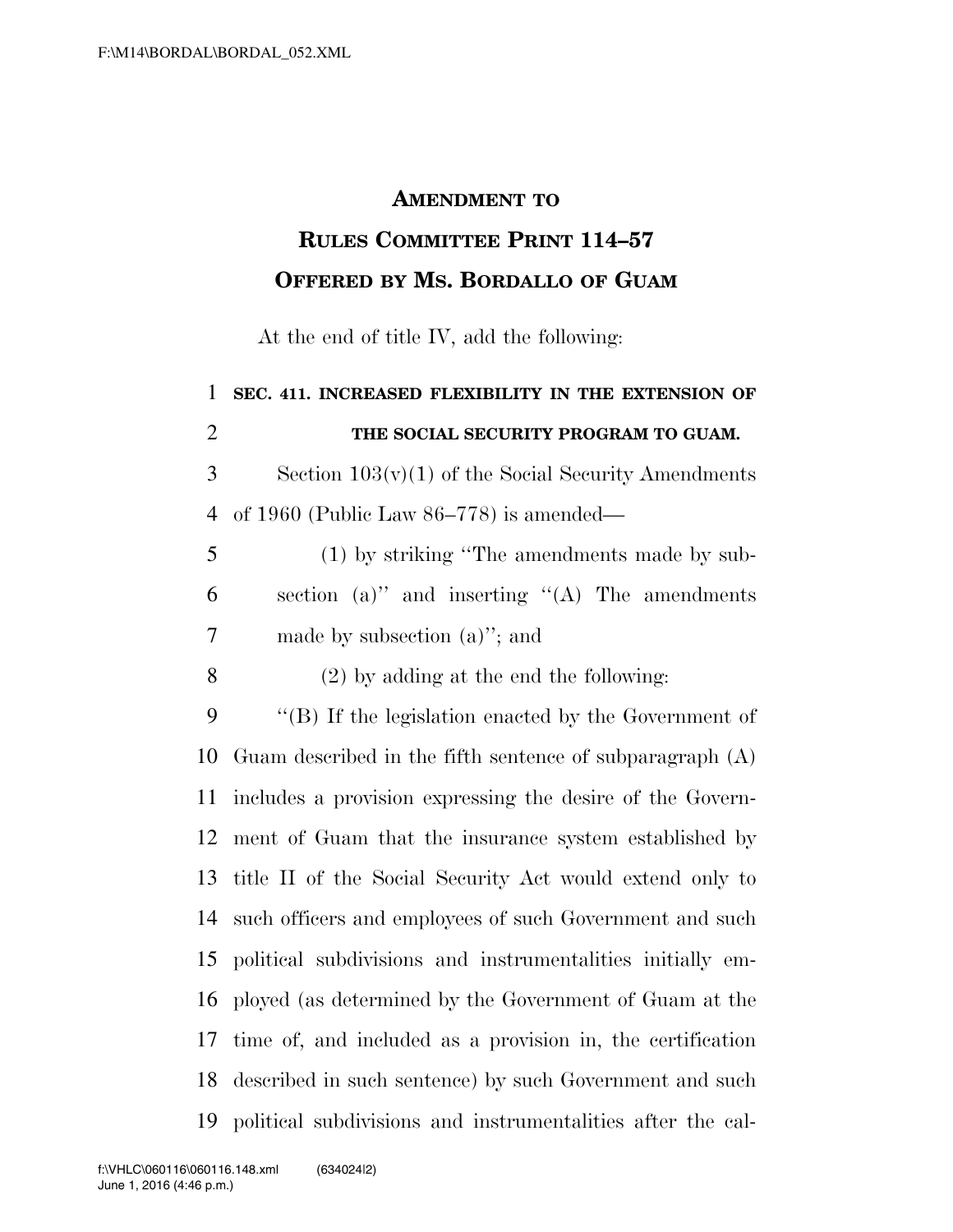# AMENDMENT TO RULES COMMITTEE PRINT 114–57 OFFERED BY MS. BORDALLO OF GUAM

At the end of title IV, add the following:

**SEC. 411. INCREASED FLEXIBILITY IN THE EXTENSION OF THE SOCIAL SECURITY PROGRAM TO GUAM.**

Section 103(v)(1) of the Social Security Amendments of 1960 (Public Law 86–778) is amended—

(1) by striking "The amendments made by subsection (a)" and inserting "(A) The amendments made by subsection (a)"; and

(2) by adding at the end the following:

"(B) If the legislation enacted by the Government of Guam described in the fifth sentence of subparagraph (A) includes a provision expressing the desire of the Government of Guam that the insurance system established by title II of the Social Security Act would extend only to such officers and employees of such Government and such political subdivisions and instrumentalities initially employed (as determined by the Government of Guam at the time of, and included as a provision in, the certification described in such sentence) by such Government and such political subdivisions and instrumentalities after the cal-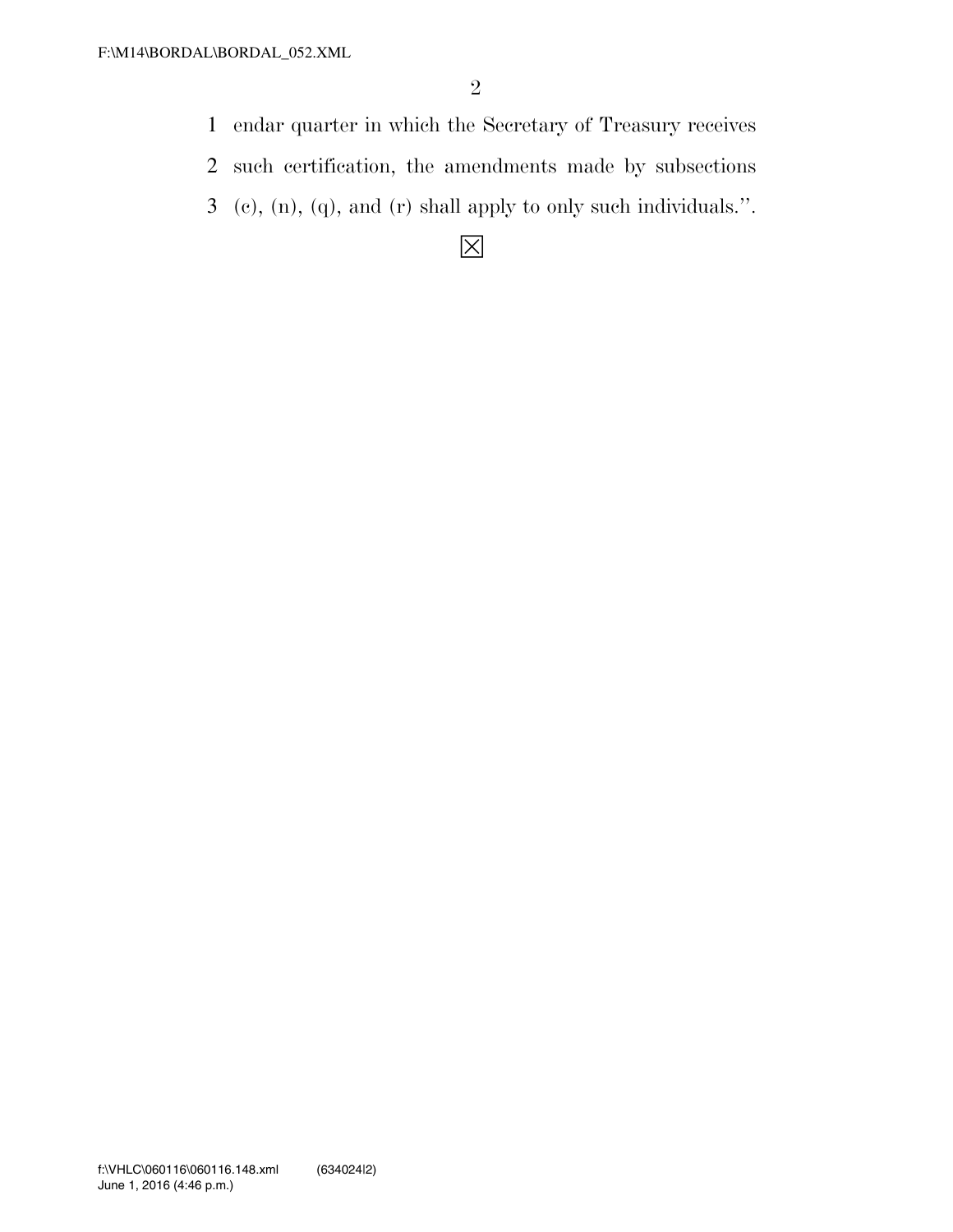endar quarter in which the Secretary of Treasury receives such certification, the amendments made by subsections (c), (n), (q), and (r) shall apply to only such individuals.''.